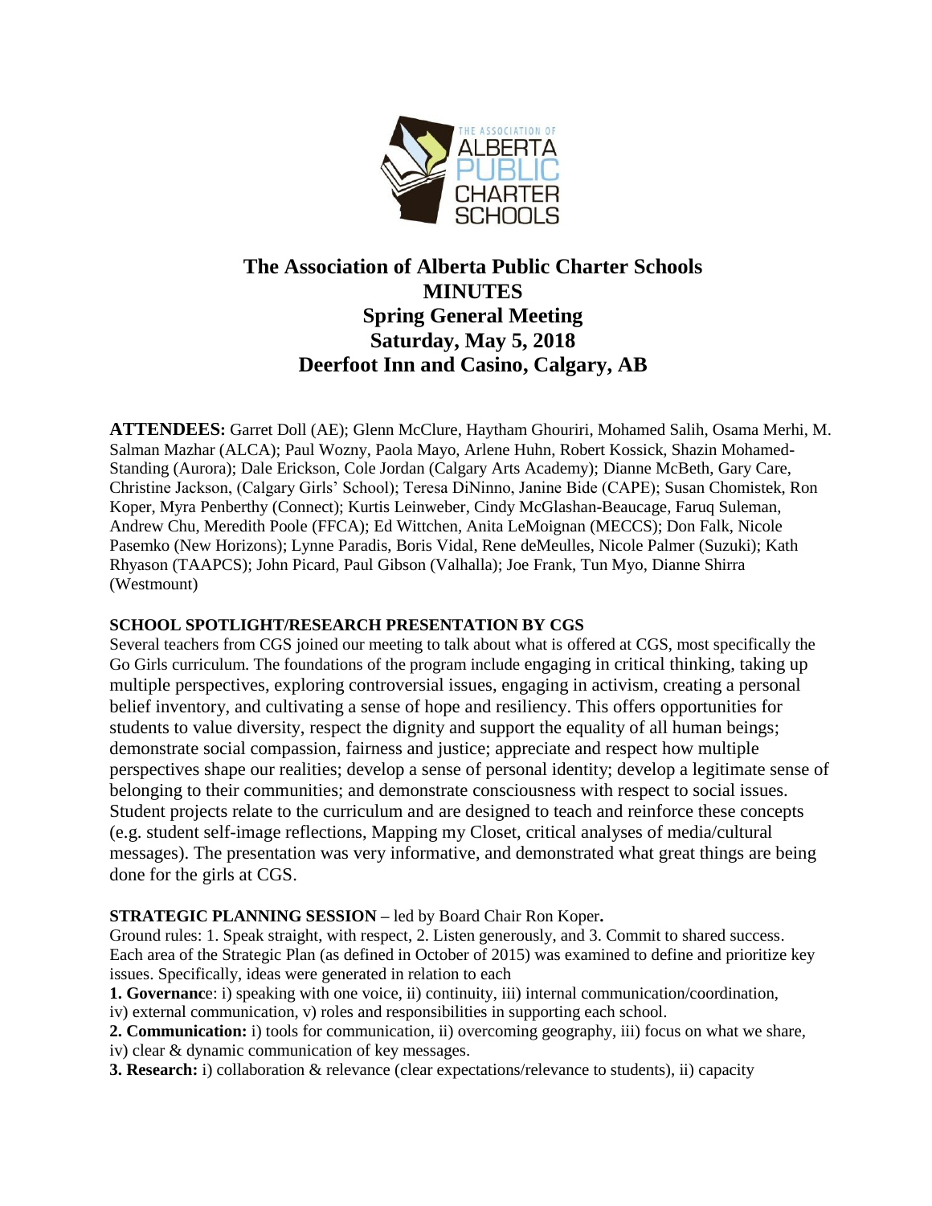# The Association of Alberta Public Charter Schools
# MINUTES
## Spring General Meeting
## Saturday, May 5, 2018
## Deerfoot Inn and Casino, Calgary, AB

**ATTENDEES:** Garret Doll (AE); Glenn McClure, Haytham Ghouriri, Mohamed Salih, Osama Merhi, M. Salman Mazhar (ALCA); Paul Wozny, Paola Mayo, Arlene Huhn, Robert Kossick, Shazin Mohamed-Standing (Aurora); Dale Erickson, Cole Jordan (Calgary Arts Academy); Dianne McBeth, Gary Care, Christine Jackson, (Calgary Girls' School); Teresa DiNinno, Janine Bide (CAPE); Susan Chomistek, Ron Koper, Myra Penberthy (Connect); Kurtis Leinweber, Cindy McGlashan-Beaucage, Faruq Suleman, Andrew Chu, Meredith Poole (FFCA); Ed Wittchen, Anita LeMoignan (MECCS); Don Falk, Nicole Pasemko (New Horizons); Lynne Paradis, Boris Vidal, Rene deMeulles, Nicole Palmer (Suzuki); Kath Rhyason (TAAPCS); John Picard, Paul Gibson (Valhalla); Joe Frank, Tun Myo, Dianne Shirra (Westmount)

**SCHOOL SPOTLIGHT/RESEARCH PRESENTATION BY CGS**

Several teachers from CGS joined our meeting to talk about what is offered at CGS, most specifically the Go Girls curriculum. The foundations of the program include engaging in critical thinking, taking up multiple perspectives, exploring controversial issues, engaging in activism, creating a personal belief inventory, and cultivating a sense of hope and resiliency. This offers opportunities for students to value diversity, respect the dignity and support the equality of all human beings; demonstrate social compassion, fairness and justice; appreciate and respect how multiple perspectives shape our realities; develop a sense of personal identity; develop a legitimate sense of belonging to their communities; and demonstrate consciousness with respect to social issues. Student projects relate to the curriculum and are designed to teach and reinforce these concepts (e.g. student self-image reflections, Mapping my Closet, critical analyses of media/cultural messages). The presentation was very informative, and demonstrated what great things are being done for the girls at CGS.

**STRATEGIC PLANNING SESSION –** led by Board Chair Ron Koper**.**

Ground rules: 1. Speak straight, with respect, 2. Listen generously, and 3. Commit to shared success. Each area of the Strategic Plan (as defined in October of 2015) was examined to define and prioritize key issues. Specifically, ideas were generated in relation to each

**1. Governanc**e: i) speaking with one voice, ii) continuity, iii) internal communication/coordination, iv) external communication, v) roles and responsibilities in supporting each school.

**2. Communication:** i) tools for communication, ii) overcoming geography, iii) focus on what we share, iv) clear & dynamic communication of key messages.

**3. Research:** i) collaboration & relevance (clear expectations/relevance to students), ii) capacity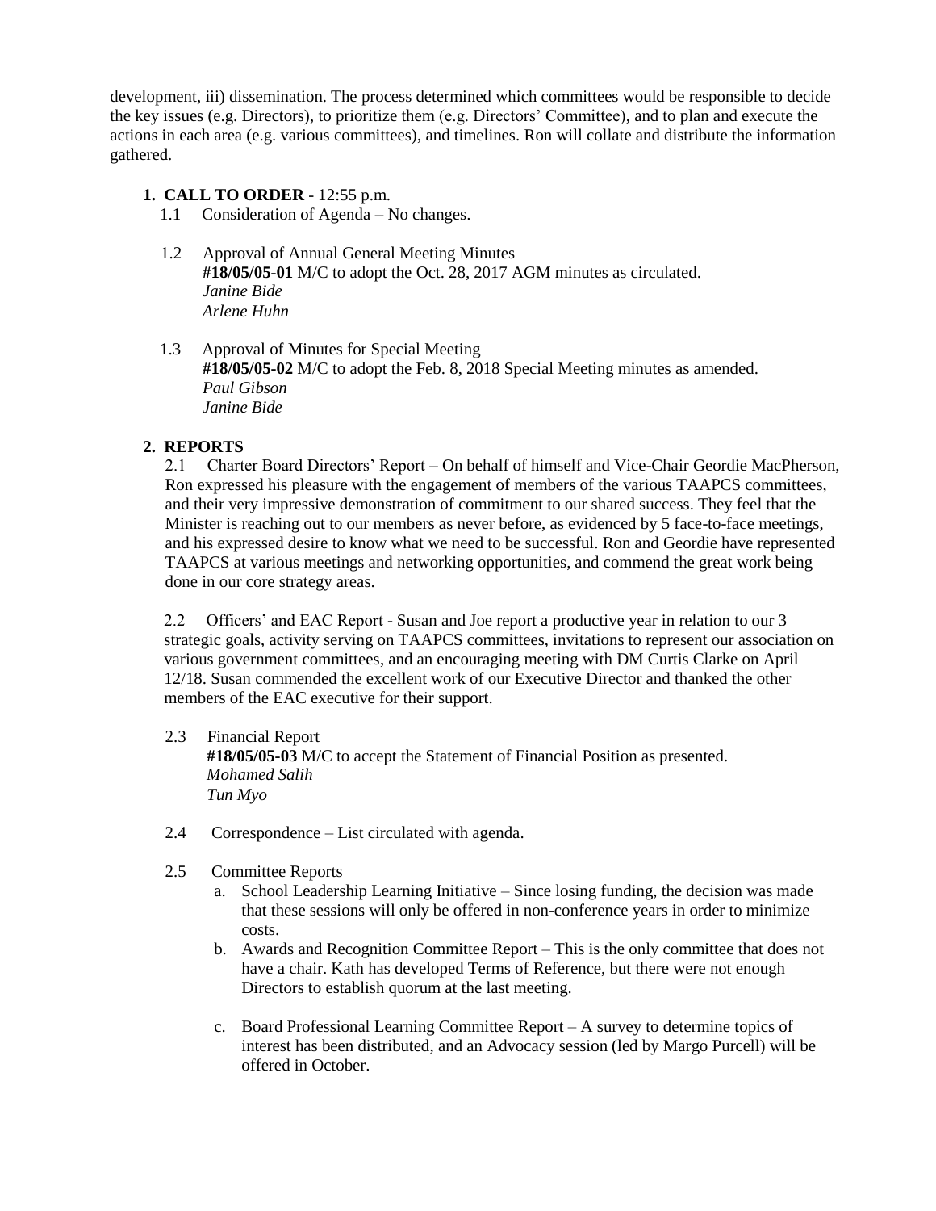development, iii) dissemination. The process determined which committees would be responsible to decide the key issues (e.g. Directors), to prioritize them (e.g. Directors' Committee), and to plan and execute the actions in each area (e.g. various committees), and timelines. Ron will collate and distribute the information gathered.

1. **CALL TO ORDER** - 12:55 p.m.
   - 1.1 Consideration of Agenda – No changes.
   - 1.2 Approval of Annual General Meeting Minutes
     **#18/05/05-01** M/C to adopt the Oct. 28, 2017 AGM minutes as circulated.
     *Janine Bide*
     *Arlene Huhn*
   - 1.3 Approval of Minutes for Special Meeting
     **#18/05/05-02** M/C to adopt the Feb. 8, 2018 Special Meeting minutes as amended.
     *Paul Gibson*
     *Janine Bide*

2. **REPORTS**
   - 2.1 Charter Board Directors' Report – On behalf of himself and Vice-Chair Geordie MacPherson, Ron expressed his pleasure with the engagement of members of the various TAAPCS committees, and their very impressive demonstration of commitment to our shared success. They feel that the Minister is reaching out to our members as never before, as evidenced by 5 face-to-face meetings, and his expressed desire to know what we need to be successful. Ron and Geordie have represented TAAPCS at various meetings and networking opportunities, and commend the great work being done in our core strategy areas.
   - 2.2 Officers' and EAC Report - Susan and Joe report a productive year in relation to our 3 strategic goals, activity serving on TAAPCS committees, invitations to represent our association on various government committees, and an encouraging meeting with DM Curtis Clarke on April 12/18. Susan commended the excellent work of our Executive Director and thanked the other members of the EAC executive for their support.
   - 2.3 Financial Report
     **#18/05/05-03** M/C to accept the Statement of Financial Position as presented.
     *Mohamed Salih*
     *Tun Myo*
   - 2.4 Correspondence – List circulated with agenda.
   - 2.5 Committee Reports
     - a. School Leadership Learning Initiative – Since losing funding, the decision was made that these sessions will only be offered in non-conference years in order to minimize costs.
     - b. Awards and Recognition Committee Report – This is the only committee that does not have a chair. Kath has developed Terms of Reference, but there were not enough Directors to establish quorum at the last meeting.
     - c. Board Professional Learning Committee Report – A survey to determine topics of interest has been distributed, and an Advocacy session (led by Margo Purcell) will be offered in October.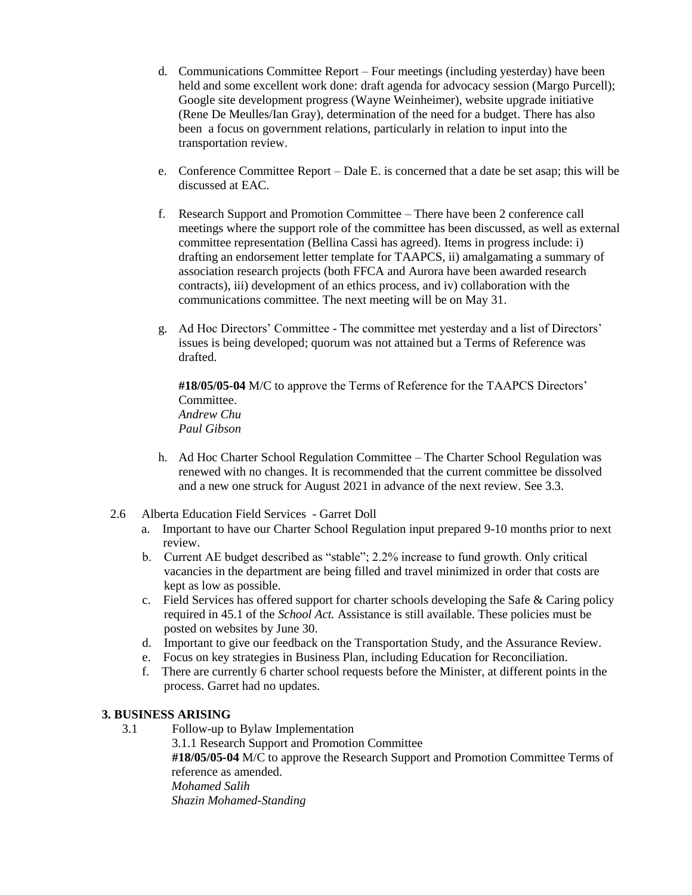d. Communications Committee Report – Four meetings (including yesterday) have been held and some excellent work done: draft agenda for advocacy session (Margo Purcell); Google site development progress (Wayne Weinheimer), website upgrade initiative (Rene De Meulles/Ian Gray), determination of the need for a budget. There has also been a focus on government relations, particularly in relation to input into the transportation review.

e. Conference Committee Report – Dale E. is concerned that a date be set asap; this will be discussed at EAC.

f. Research Support and Promotion Committee – There have been 2 conference call meetings where the support role of the committee has been discussed, as well as external committee representation (Bellina Cassi has agreed). Items in progress include: i) drafting an endorsement letter template for TAAPCS, ii) amalgamating a summary of association research projects (both FFCA and Aurora have been awarded research contracts), iii) development of an ethics process, and iv) collaboration with the communications committee. The next meeting will be on May 31.

g. Ad Hoc Directors' Committee - The committee met yesterday and a list of Directors' issues is being developed; quorum was not attained but a Terms of Reference was drafted.

**#18/05/05-04** M/C to approve the Terms of Reference for the TAAPCS Directors' Committee.
*Andrew Chu*
*Paul Gibson*

h. Ad Hoc Charter School Regulation Committee – The Charter School Regulation was renewed with no changes. It is recommended that the current committee be dissolved and a new one struck for August 2021 in advance of the next review. See 3.3.

2.6 Alberta Education Field Services - Garret Doll

a. Important to have our Charter School Regulation input prepared 9-10 months prior to next review.
b. Current AE budget described as "stable"; 2.2% increase to fund growth. Only critical vacancies in the department are being filled and travel minimized in order that costs are kept as low as possible.
c. Field Services has offered support for charter schools developing the Safe & Caring policy required in 45.1 of the *School Act.* Assistance is still available. These policies must be posted on websites by June 30.
d. Important to give our feedback on the Transportation Study, and the Assurance Review.
e. Focus on key strategies in Business Plan, including Education for Reconciliation.
f. There are currently 6 charter school requests before the Minister, at different points in the process. Garret had no updates.

## 3. BUSINESS ARISING

3.1 Follow-up to Bylaw Implementation

3.1.1 Research Support and Promotion Committee

**#18/05/05-04** M/C to approve the Research Support and Promotion Committee Terms of reference as amended.
*Mohamed Salih*
*Shazin Mohamed-Standing*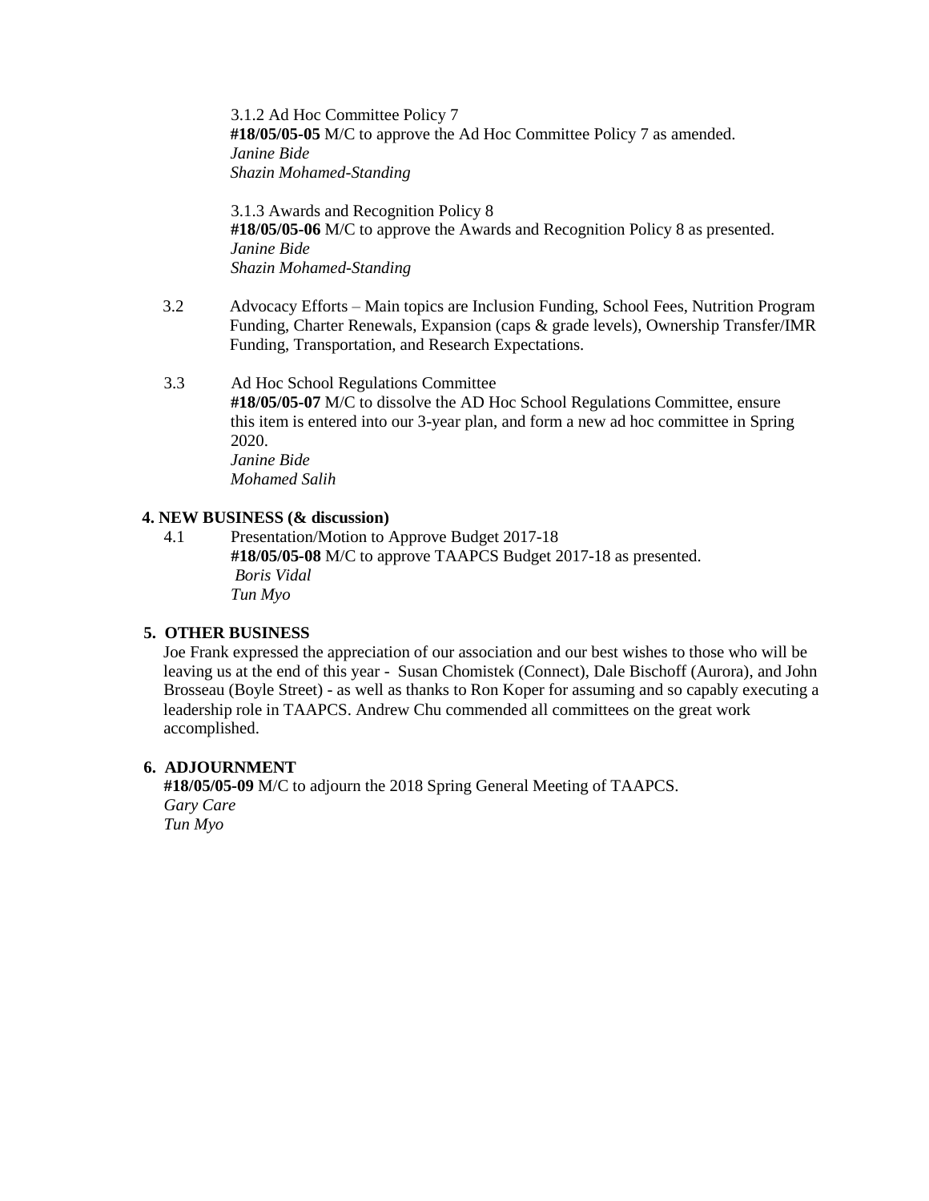3.1.2 Ad Hoc Committee Policy 7

**#18/05/05-05** M/C to approve the Ad Hoc Committee Policy 7 as amended.
*Janine Bide*
*Shazin Mohamed-Standing*

3.1.3 Awards and Recognition Policy 8

**#18/05/05-06** M/C to approve the Awards and Recognition Policy 8 as presented.
*Janine Bide*
*Shazin Mohamed-Standing*

3.2 Advocacy Efforts – Main topics are Inclusion Funding, School Fees, Nutrition Program Funding, Charter Renewals, Expansion (caps & grade levels), Ownership Transfer/IMR Funding, Transportation, and Research Expectations.

3.3 Ad Hoc School Regulations Committee

**#18/05/05-07** M/C to dissolve the AD Hoc School Regulations Committee, ensure this item is entered into our 3-year plan, and form a new ad hoc committee in Spring 2020.
*Janine Bide*
*Mohamed Salih*

## 4. NEW BUSINESS (& discussion)

4.1 Presentation/Motion to Approve Budget 2017-18

**#18/05/05-08** M/C to approve TAAPCS Budget 2017-18 as presented.
*Boris Vidal*
*Tun Myo*

## 5. OTHER BUSINESS

Joe Frank expressed the appreciation of our association and our best wishes to those who will be leaving us at the end of this year - Susan Chomistek (Connect), Dale Bischoff (Aurora), and John Brosseau (Boyle Street) - as well as thanks to Ron Koper for assuming and so capably executing a leadership role in TAAPCS. Andrew Chu commended all committees on the great work accomplished.

## 6. ADJOURNMENT

**#18/05/05-09** M/C to adjourn the 2018 Spring General Meeting of TAAPCS.
*Gary Care*
*Tun Myo*